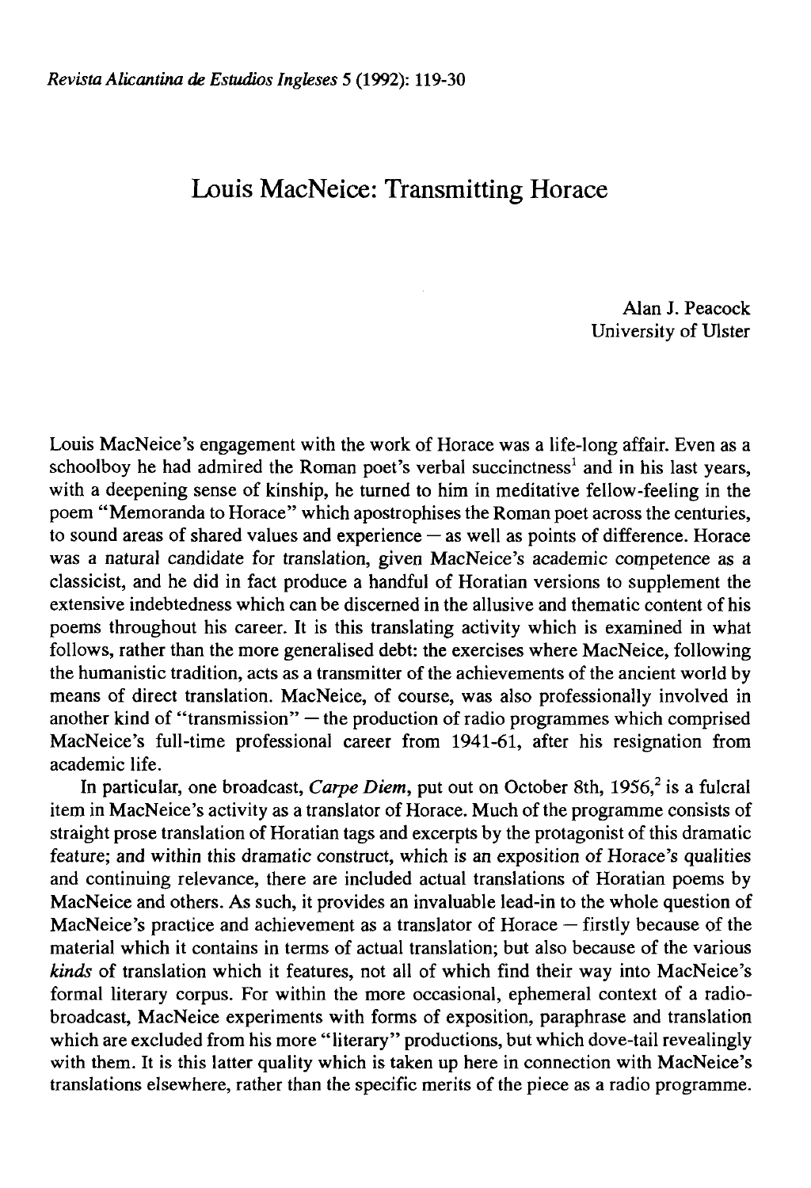# Louis MacNeice: Transmitting Horace

Alan J. Peacock
University of Ulster

Louis MacNeice's engagement with the work of Horace was a life-long affair. Even as a schoolboy he had admired the Roman poet's verbal succinctness[1] and in his last years, with a deepening sense of kinship, he turned to him in meditative fellow-feeling in the poem "Memoranda to Horace" which apostrophises the Roman poet across the centuries, to sound areas of shared values and experience — as well as points of difference. Horace was a natural candidate for translation, given MacNeice's academic competence as a classicist, and he did in fact produce a handful of Horatian versions to supplement the extensive indebtedness which can be discerned in the allusive and thematic content of his poems throughout his career. It is this translating activity which is examined in what follows, rather than the more generalised debt: the exercises where MacNeice, following the humanistic tradition, acts as a transmitter of the achievements of the ancient world by means of direct translation. MacNeice, of course, was also professionally involved in another kind of "transmission" — the production of radio programmes which comprised MacNeice's full-time professional career from 1941-61, after his resignation from academic life.

In particular, one broadcast, *Carpe Diem*, put out on October 8th, 1956,[2] is a fulcral item in MacNeice's activity as a translator of Horace. Much of the programme consists of straight prose translation of Horatian tags and excerpts by the protagonist of this dramatic feature; and within this dramatic construct, which is an exposition of Horace's qualities and continuing relevance, there are included actual translations of Horatian poems by MacNeice and others. As such, it provides an invaluable lead-in to the whole question of MacNeice's practice and achievement as a translator of Horace — firstly because of the material which it contains in terms of actual translation; but also because of the various *kinds* of translation which it features, not all of which find their way into MacNeice's formal literary corpus. For within the more occasional, ephemeral context of a radio-broadcast, MacNeice experiments with forms of exposition, paraphrase and translation which are excluded from his more "literary" productions, but which dove-tail revealingly with them. It is this latter quality which is taken up here in connection with MacNeice's translations elsewhere, rather than the specific merits of the piece as a radio programme.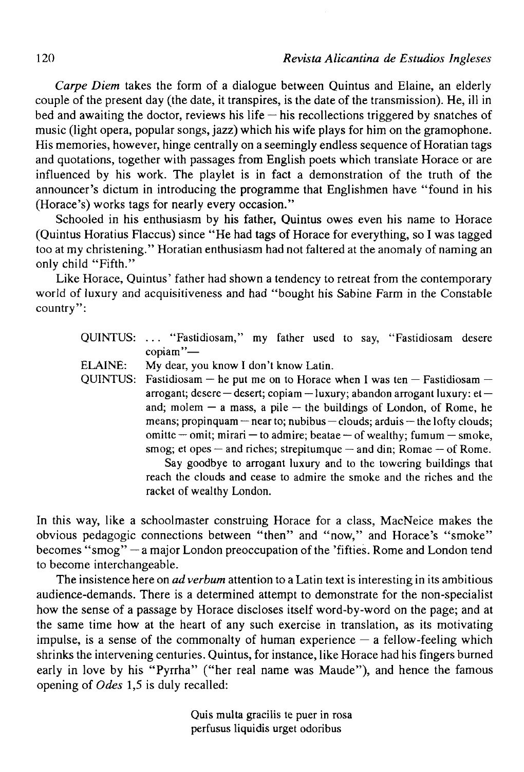*Carpe Diem* takes the form of a dialogue between Quintus and Elaine, an elderly couple of the present day (the date, it transpires, is the date of the transmission). He, ill in bed and awaiting the doctor, reviews his life — his recollections triggered by snatches of music (light opera, popular songs, jazz) which his wife plays for him on the gramophone. His memories, however, hinge centrally on a seemingly endless sequence of Horatian tags and quotations, together with passages from English poets which translate Horace or are influenced by his work. The playlet is in fact a demonstration of the truth of the announcer's dictum in introducing the programme that Englishmen have "found in his (Horace's) works tags for nearly every occasion."

Schooled in his enthusiasm by his father, Quintus owes even his name to Horace (Quintus Horatius Flaccus) since "He had tags of Horace for everything, so I was tagged too at my christening." Horatian enthusiasm had not faltered at the anomaly of naming an only child "Fifth."

Like Horace, Quintus' father had shown a tendency to retreat from the contemporary world of luxury and acquisitiveness and had "bought his Sabine Farm in the Constable country":

> QUINTUS: ... "Fastidiosam," my father used to say, "Fastidiosam desere copiam"—
>
> ELAINE: My dear, you know I don't know Latin.
>
> QUINTUS: Fastidiosam — he put me on to Horace when I was ten — Fastidiosam — arrogant; desere — desert; copiam — luxury; abandon arrogant luxury: et — and; molem — a mass, a pile — the buildings of London, of Rome, he means; propinquam — near to; nubibus — clouds; arduis — the lofty clouds; omitte — omit; mirari — to admire; beatae — of wealthy; fumum — smoke, smog; et opes — and riches; strepitumque — and din; Romae — of Rome.
>
> Say goodbye to arrogant luxury and to the towering buildings that reach the clouds and cease to admire the smoke and the riches and the racket of wealthy London.

In this way, like a schoolmaster construing Horace for a class, MacNeice makes the obvious pedagogic connections between "then" and "now," and Horace's "smoke" becomes "smog" — a major London preoccupation of the 'fifties. Rome and London tend to become interchangeable.

The insistence here on *ad verbum* attention to a Latin text is interesting in its ambitious audience-demands. There is a determined attempt to demonstrate for the non-specialist how the sense of a passage by Horace discloses itself word-by-word on the page; and at the same time how at the heart of any such exercise in translation, as its motivating impulse, is a sense of the commonalty of human experience — a fellow-feeling which shrinks the intervening centuries. Quintus, for instance, like Horace had his fingers burned early in love by his "Pyrrha" ("her real name was Maude"), and hence the famous opening of *Odes* 1,5 is duly recalled:

> Quis multa gracilis te puer in rosa
> perfusus liquidis urget odoribus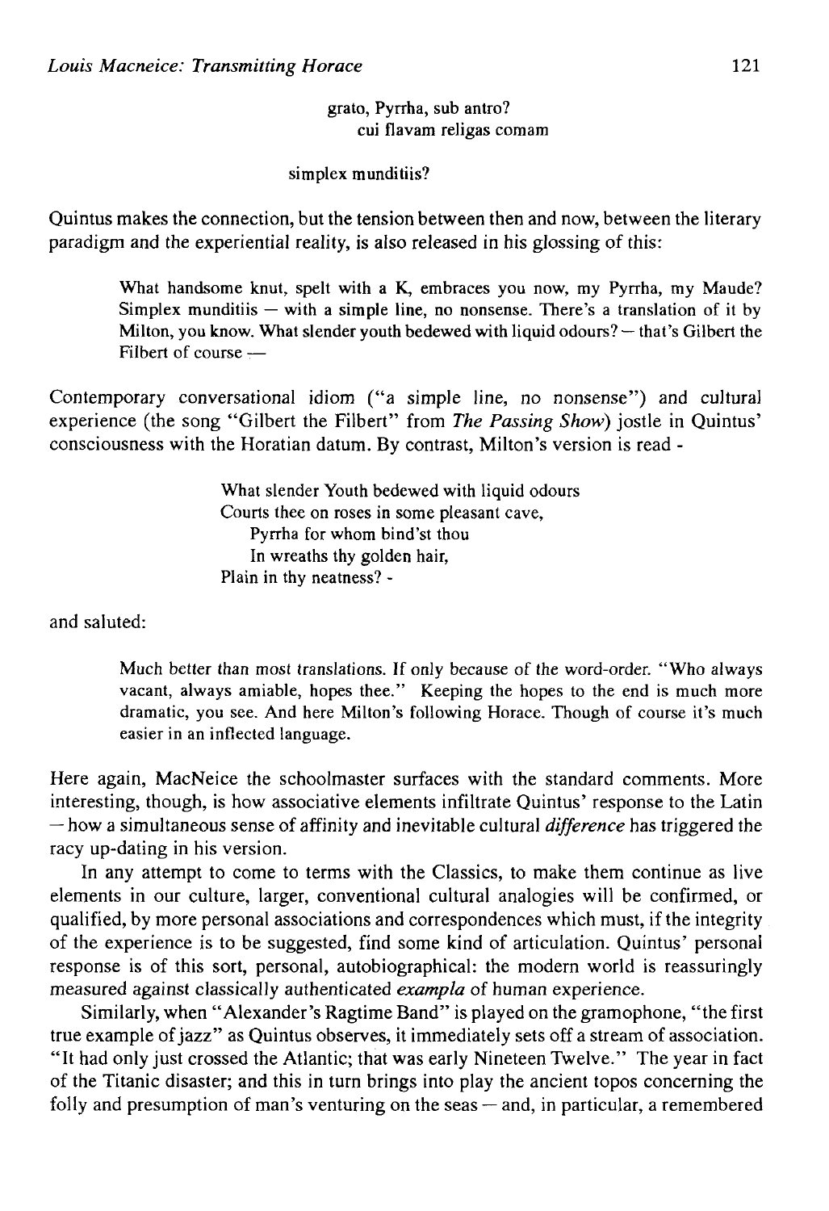grato, Pyrrha, sub antro?
cui flavam religas comam

simplex munditiis?

Quintus makes the connection, but the tension between then and now, between the literary paradigm and the experiential reality, is also released in his glossing of this:

> What handsome knut, spelt with a K, embraces you now, my Pyrrha, my Maude? Simplex munditiis — with a simple line, no nonsense. There's a translation of it by Milton, you know. What slender youth bedewed with liquid odours? — that's Gilbert the Filbert of course —

Contemporary conversational idiom ("a simple line, no nonsense") and cultural experience (the song "Gilbert the Filbert" from *The Passing Show*) jostle in Quintus' consciousness with the Horatian datum. By contrast, Milton's version is read -

> What slender Youth bedewed with liquid odours
> Courts thee on roses in some pleasant cave,
> Pyrrha for whom bind'st thou
> In wreaths thy golden hair,
> Plain in thy neatness? -

and saluted:

> Much better than most translations. If only because of the word-order. "Who always vacant, always amiable, hopes thee." Keeping the hopes to the end is much more dramatic, you see. And here Milton's following Horace. Though of course it's much easier in an inflected language.

Here again, MacNeice the schoolmaster surfaces with the standard comments. More interesting, though, is how associative elements infiltrate Quintus' response to the Latin — how a simultaneous sense of affinity and inevitable cultural *difference* has triggered the racy up-dating in his version.

In any attempt to come to terms with the Classics, to make them continue as live elements in our culture, larger, conventional cultural analogies will be confirmed, or qualified, by more personal associations and correspondences which must, if the integrity of the experience is to be suggested, find some kind of articulation. Quintus' personal response is of this sort, personal, autobiographical: the modern world is reassuringly measured against classically authenticated *exampla* of human experience.

Similarly, when "Alexander's Ragtime Band" is played on the gramophone, "the first true example of jazz" as Quintus observes, it immediately sets off a stream of association. "It had only just crossed the Atlantic; that was early Nineteen Twelve." The year in fact of the Titanic disaster; and this in turn brings into play the ancient topos concerning the folly and presumption of man's venturing on the seas — and, in particular, a remembered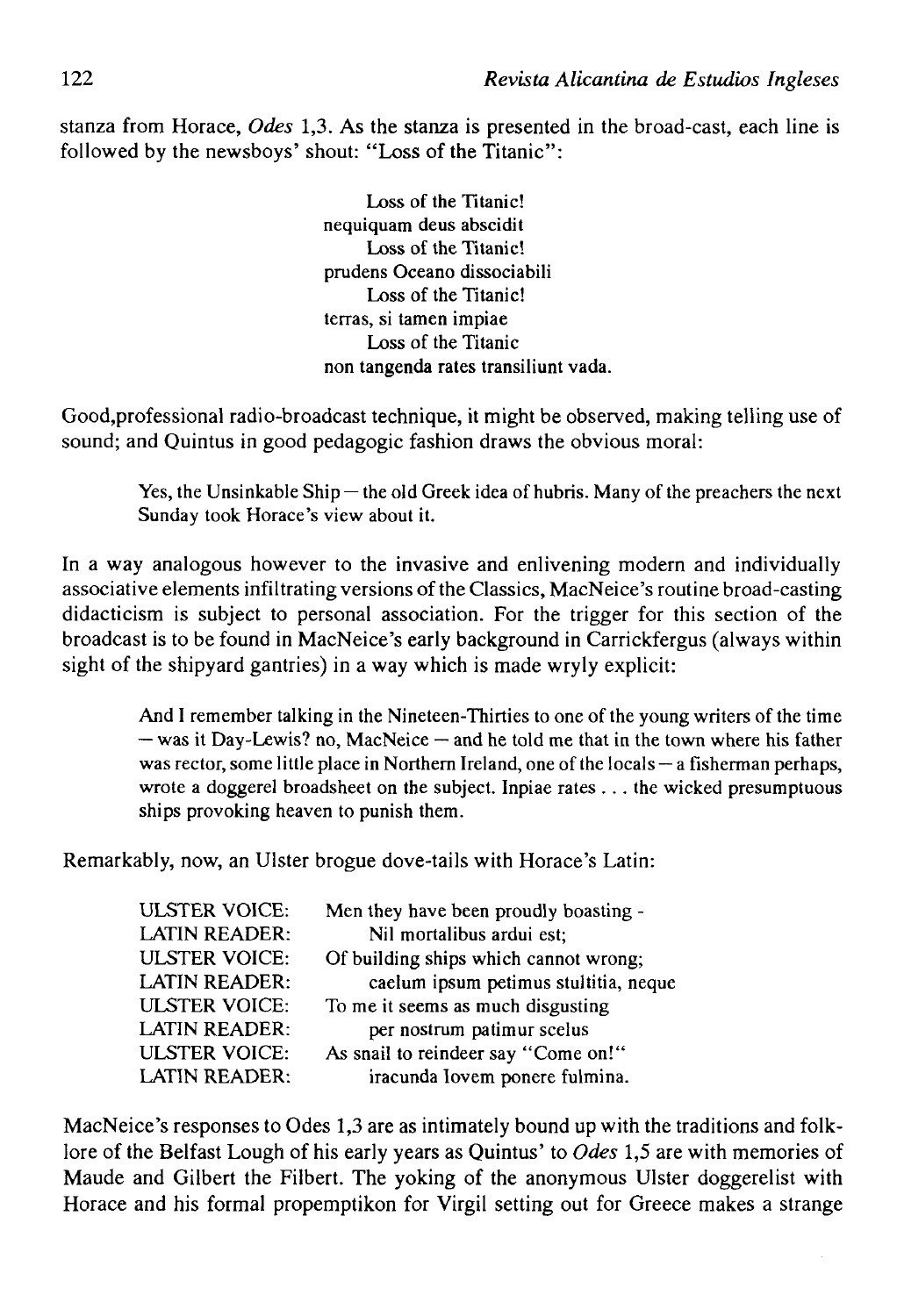stanza from Horace, *Odes* 1,3. As the stanza is presented in the broad-cast, each line is followed by the newsboys' shout: "Loss of the Titanic":

> Loss of the Titanic!
> nequiquam deus abscidit
> Loss of the Titanic!
> prudens Oceano dissociabili
> Loss of the Titanic!
> terras, si tamen impiae
> Loss of the Titanic
> non tangenda rates transiliunt vada.

Good,professional radio-broadcast technique, it might be observed, making telling use of sound; and Quintus in good pedagogic fashion draws the obvious moral:

> Yes, the Unsinkable Ship — the old Greek idea of hubris. Many of the preachers the next Sunday took Horace's view about it.

In a way analogous however to the invasive and enlivening modern and individually associative elements infiltrating versions of the Classics, MacNeice's routine broad-casting didacticism is subject to personal association. For the trigger for this section of the broadcast is to be found in MacNeice's early background in Carrickfergus (always within sight of the shipyard gantries) in a way which is made wryly explicit:

> And I remember talking in the Nineteen-Thirties to one of the young writers of the time — was it Day-Lewis? no, MacNeice — and he told me that in the town where his father was rector, some little place in Northern Ireland, one of the locals — a fisherman perhaps, wrote a doggerel broadsheet on the subject. Inpiae rates . . . the wicked presumptuous ships provoking heaven to punish them.

Remarkably, now, an Ulster brogue dove-tails with Horace's Latin:

> ULSTER VOICE: Men they have been proudly boasting -
> LATIN READER: Nil mortalibus ardui est;
> ULSTER VOICE: Of building ships which cannot wrong;
> LATIN READER: caelum ipsum petimus stultitia, neque
> ULSTER VOICE: To me it seems as much disgusting
> LATIN READER: per nostrum patimur scelus
> ULSTER VOICE: As snail to reindeer say "Come on!"
> LATIN READER: iracunda Iovem ponere fulmina.

MacNeice's responses to Odes 1,3 are as intimately bound up with the traditions and folk-lore of the Belfast Lough of his early years as Quintus' to *Odes* 1,5 are with memories of Maude and Gilbert the Filbert. The yoking of the anonymous Ulster doggerelist with Horace and his formal propemptikon for Virgil setting out for Greece makes a strange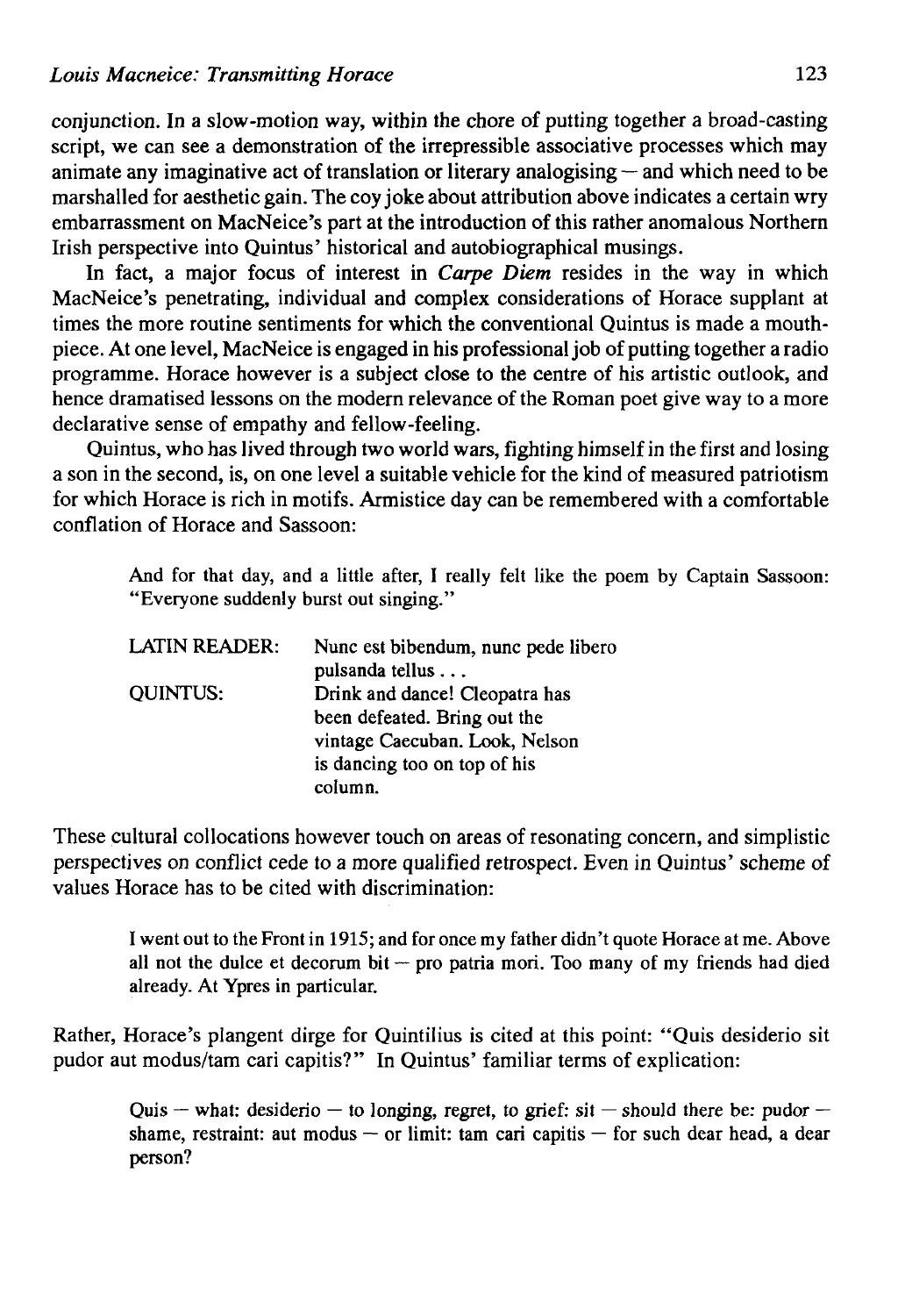conjunction. In a slow-motion way, within the chore of putting together a broad-casting script, we can see a demonstration of the irrepressible associative processes which may animate any imaginative act of translation or literary analogising — and which need to be marshalled for aesthetic gain. The coy joke about attribution above indicates a certain wry embarrassment on MacNeice's part at the introduction of this rather anomalous Northern Irish perspective into Quintus' historical and autobiographical musings.

In fact, a major focus of interest in *Carpe Diem* resides in the way in which MacNeice's penetrating, individual and complex considerations of Horace supplant at times the more routine sentiments for which the conventional Quintus is made a mouthpiece. At one level, MacNeice is engaged in his professional job of putting together a radio programme. Horace however is a subject close to the centre of his artistic outlook, and hence dramatised lessons on the modern relevance of the Roman poet give way to a more declarative sense of empathy and fellow-feeling.

Quintus, who has lived through two world wars, fighting himself in the first and losing a son in the second, is, on one level a suitable vehicle for the kind of measured patriotism for which Horace is rich in motifs. Armistice day can be remembered with a comfortable conflation of Horace and Sassoon:

> And for that day, and a little after, I really felt like the poem by Captain Sassoon: "Everyone suddenly burst out singing."
>
> LATIN READER: Nunc est bibendum, nunc pede libero pulsanda tellus . . .
>
> QUINTUS: Drink and dance! Cleopatra has been defeated. Bring out the vintage Caecuban. Look, Nelson is dancing too on top of his column.

These cultural collocations however touch on areas of resonating concern, and simplistic perspectives on conflict cede to a more qualified retrospect. Even in Quintus' scheme of values Horace has to be cited with discrimination:

> I went out to the Front in 1915; and for once my father didn't quote Horace at me. Above all not the dulce et decorum bit — pro patria mori. Too many of my friends had died already. At Ypres in particular.

Rather, Horace's plangent dirge for Quintilius is cited at this point: "Quis desiderio sit pudor aut modus/tam cari capitis?" In Quintus' familiar terms of explication:

> Quis — what: desiderio — to longing, regret, to grief: sit — should there be: pudor — shame, restraint: aut modus — or limit: tam cari capitis — for such dear head, a dear person?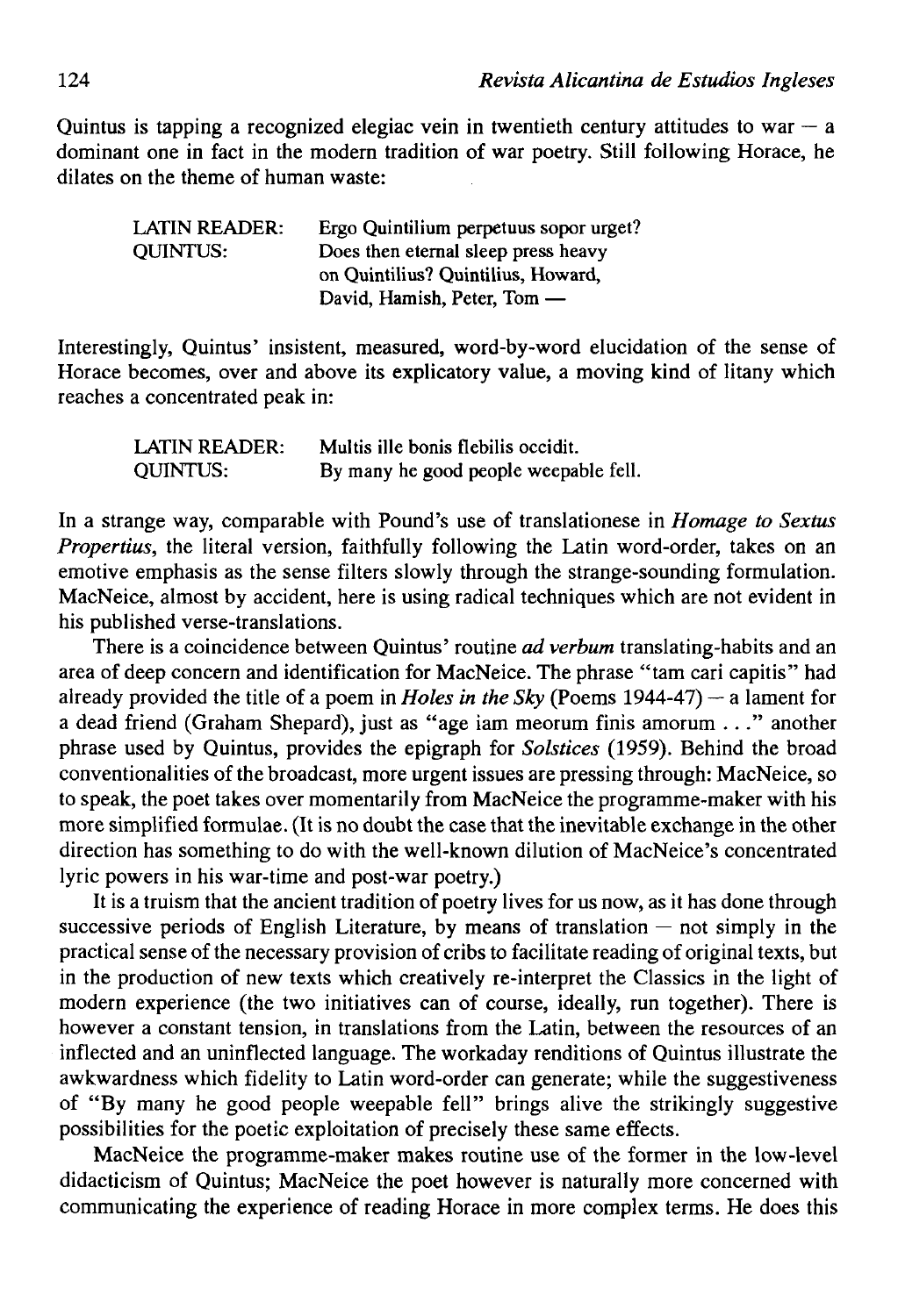Quintus is tapping a recognized elegiac vein in twentieth century attitudes to war — a dominant one in fact in the modern tradition of war poetry. Still following Horace, he dilates on the theme of human waste:

| | |
|---|---|
| LATIN READER: | Ergo Quintilium perpetuus sopor urget? |
| QUINTUS: | Does then eternal sleep press heavy on Quintilius? Quintilius, Howard, David, Hamish, Peter, Tom — |

Interestingly, Quintus' insistent, measured, word-by-word elucidation of the sense of Horace becomes, over and above its explicatory value, a moving kind of litany which reaches a concentrated peak in:

| | |
|---|---|
| LATIN READER: | Multis ille bonis flebilis occidit. |
| QUINTUS: | By many he good people weepable fell. |

In a strange way, comparable with Pound's use of translationese in *Homage to Sextus Propertius*, the literal version, faithfully following the Latin word-order, takes on an emotive emphasis as the sense filters slowly through the strange-sounding formulation. MacNeice, almost by accident, here is using radical techniques which are not evident in his published verse-translations.

There is a coincidence between Quintus' routine *ad verbum* translating-habits and an area of deep concern and identification for MacNeice. The phrase "tam cari capitis" had already provided the title of a poem in *Holes in the Sky* (Poems 1944-47) — a lament for a dead friend (Graham Shepard), just as "age iam meorum finis amorum . . ." another phrase used by Quintus, provides the epigraph for *Solstices* (1959). Behind the broad conventionalities of the broadcast, more urgent issues are pressing through: MacNeice, so to speak, the poet takes over momentarily from MacNeice the programme-maker with his more simplified formulae. (It is no doubt the case that the inevitable exchange in the other direction has something to do with the well-known dilution of MacNeice's concentrated lyric powers in his war-time and post-war poetry.)

It is a truism that the ancient tradition of poetry lives for us now, as it has done through successive periods of English Literature, by means of translation — not simply in the practical sense of the necessary provision of cribs to facilitate reading of original texts, but in the production of new texts which creatively re-interpret the Classics in the light of modern experience (the two initiatives can of course, ideally, run together). There is however a constant tension, in translations from the Latin, between the resources of an inflected and an uninflected language. The workaday renditions of Quintus illustrate the awkwardness which fidelity to Latin word-order can generate; while the suggestiveness of "By many he good people weepable fell" brings alive the strikingly suggestive possibilities for the poetic exploitation of precisely these same effects.

MacNeice the programme-maker makes routine use of the former in the low-level didacticism of Quintus; MacNeice the poet however is naturally more concerned with communicating the experience of reading Horace in more complex terms. He does this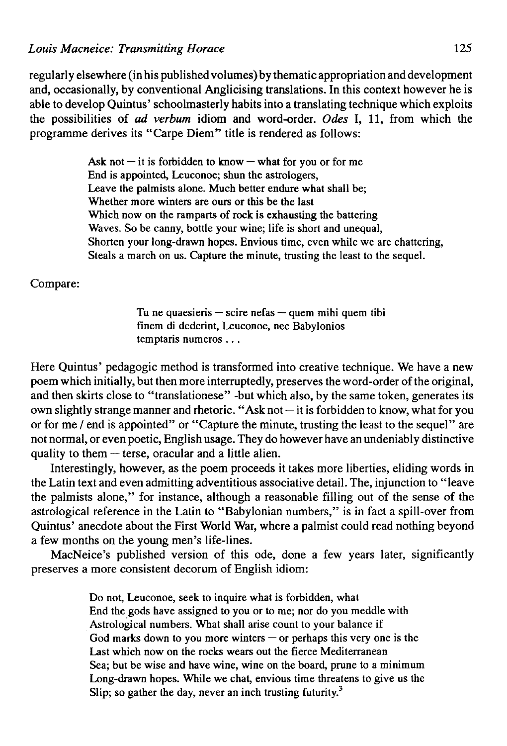regularly elsewhere (in his published volumes) by thematic appropriation and development and, occasionally, by conventional Anglicising translations. In this context however he is able to develop Quintus' schoolmasterly habits into a translating technique which exploits the possibilities of *ad verbum* idiom and word-order. *Odes* I, 11, from which the programme derives its "Carpe Diem" title is rendered as follows:

> Ask not — it is forbidden to know — what for you or for me
> End is appointed, Leuconoe; shun the astrologers,
> Leave the palmists alone. Much better endure what shall be;
> Whether more winters are ours or this be the last
> Which now on the ramparts of rock is exhausting the battering
> Waves. So be canny, bottle your wine; life is short and unequal,
> Shorten your long-drawn hopes. Envious time, even while we are chattering,
> Steals a march on us. Capture the minute, trusting the least to the sequel.

Compare:

> Tu ne quaesieris — scire nefas — quem mihi quem tibi
> finem di dederint, Leuconoe, nec Babylonios
> temptaris numeros . . .

Here Quintus' pedagogic method is transformed into creative technique. We have a new poem which initially, but then more interruptedly, preserves the word-order of the original, and then skirts close to "translationese" -but which also, by the same token, generates its own slightly strange manner and rhetoric. "Ask not — it is forbidden to know, what for you or for me / end is appointed" or "Capture the minute, trusting the least to the sequel" are not normal, or even poetic, English usage. They do however have an undeniably distinctive quality to them — terse, oracular and a little alien.

Interestingly, however, as the poem proceeds it takes more liberties, eliding words in the Latin text and even admitting adventitious associative detail. The, injunction to "leave the palmists alone," for instance, although a reasonable filling out of the sense of the astrological reference in the Latin to "Babylonian numbers," is in fact a spill-over from Quintus' anecdote about the First World War, where a palmist could read nothing beyond a few months on the young men's life-lines.

MacNeice's published version of this ode, done a few years later, significantly preserves a more consistent decorum of English idiom:

> Do not, Leuconoe, seek to inquire what is forbidden, what
> End the gods have assigned to you or to me; nor do you meddle with
> Astrological numbers. What shall arise count to your balance if
> God marks down to you more winters — or perhaps this very one is the
> Last which now on the rocks wears out the fierce Mediterranean
> Sea; but be wise and have wine, wine on the board, prune to a minimum
> Long-drawn hopes. While we chat, envious time threatens to give us the
> Slip; so gather the day, never an inch trusting futurity.[3]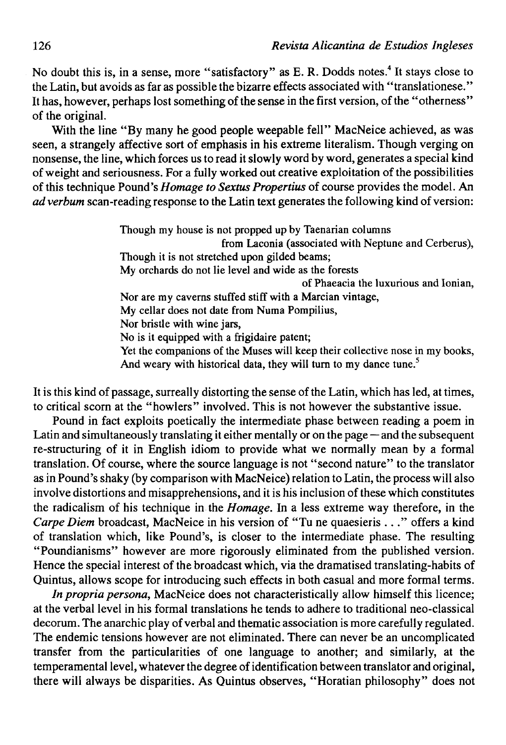No doubt this is, in a sense, more "satisfactory" as E. R. Dodds notes.[4] It stays close to the Latin, but avoids as far as possible the bizarre effects associated with "translationese." It has, however, perhaps lost something of the sense in the first version, of the "otherness" of the original.

With the line "By many he good people weepable fell" MacNeice achieved, as was seen, a strangely affective sort of emphasis in his extreme literalism. Though verging on nonsense, the line, which forces us to read it slowly word by word, generates a special kind of weight and seriousness. For a fully worked out creative exploitation of the possibilities of this technique Pound's *Homage to Sextus Propertius* of course provides the model. An *ad verbum* scan-reading response to the Latin text generates the following kind of version:

> Though my house is not propped up by Taenarian columns
> from Laconia (associated with Neptune and Cerberus),
> Though it is not stretched upon gilded beams;
> My orchards do not lie level and wide as the forests
> of Phaeacia the luxurious and Ionian,
> Nor are my caverns stuffed stiff with a Marcian vintage,
> My cellar does not date from Numa Pompilius,
> Nor bristle with wine jars,
> No is it equipped with a frigidaire patent;
> Yet the companions of the Muses will keep their collective nose in my books,
> And weary with historical data, they will turn to my dance tune.[5]

It is this kind of passage, surreally distorting the sense of the Latin, which has led, at times, to critical scorn at the "howlers" involved. This is not however the substantive issue.

Pound in fact exploits poetically the intermediate phase between reading a poem in Latin and simultaneously translating it either mentally or on the page—and the subsequent re-structuring of it in English idiom to provide what we normally mean by a formal translation. Of course, where the source language is not "second nature" to the translator as in Pound's shaky (by comparison with MacNeice) relation to Latin, the process will also involve distortions and misapprehensions, and it is his inclusion of these which constitutes the radicalism of his technique in the *Homage*. In a less extreme way therefore, in the *Carpe Diem* broadcast, MacNeice in his version of "Tu ne quaesieris . . ." offers a kind of translation which, like Pound's, is closer to the intermediate phase. The resulting "Poundianisms" however are more rigorously eliminated from the published version. Hence the special interest of the broadcast which, via the dramatised translating-habits of Quintus, allows scope for introducing such effects in both casual and more formal terms.

*In propria persona*, MacNeice does not characteristically allow himself this licence; at the verbal level in his formal translations he tends to adhere to traditional neo-classical decorum. The anarchic play of verbal and thematic association is more carefully regulated. The endemic tensions however are not eliminated. There can never be an uncomplicated transfer from the particularities of one language to another; and similarly, at the temperamental level, whatever the degree of identification between translator and original, there will always be disparities. As Quintus observes, "Horatian philosophy" does not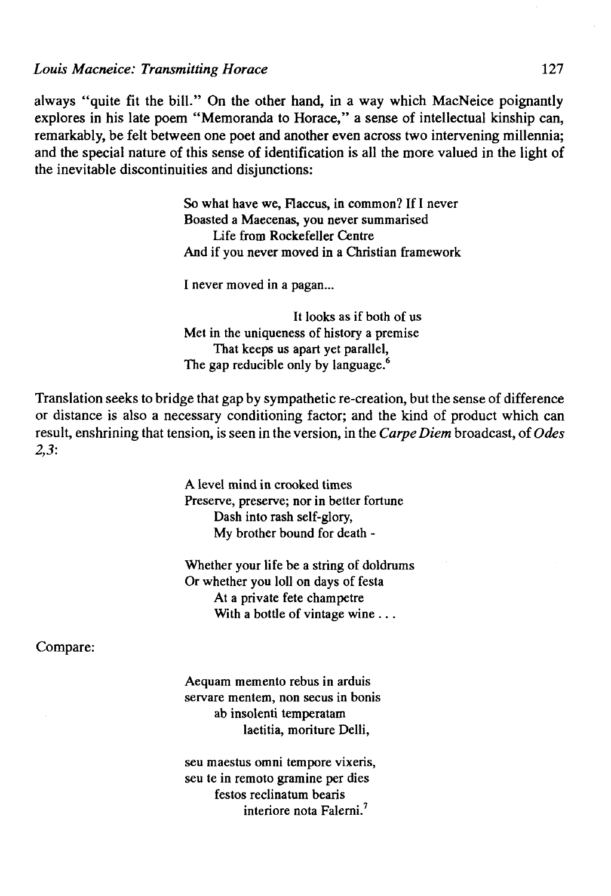always "quite fit the bill." On the other hand, in a way which MacNeice poignantly explores in his late poem "Memoranda to Horace," a sense of intellectual kinship can, remarkably, be felt between one poet and another even across two intervening millennia; and the special nature of this sense of identification is all the more valued in the light of the inevitable discontinuities and disjunctions:

> So what have we, Flaccus, in common? If I never  
> Boasted a Maecenas, you never summarised  
> &nbsp;&nbsp;&nbsp;&nbsp;Life from Rockefeller Centre  
> And if you never moved in a Christian framework
>
> I never moved in a pagan...
>
> &nbsp;&nbsp;&nbsp;&nbsp;&nbsp;&nbsp;&nbsp;&nbsp;&nbsp;&nbsp;&nbsp;&nbsp;&nbsp;&nbsp;&nbsp;&nbsp;It looks as if both of us  
> Met in the uniqueness of history a premise  
> &nbsp;&nbsp;&nbsp;&nbsp;That keeps us apart yet parallel,  
> The gap reducible only by language.[6]

Translation seeks to bridge that gap by sympathetic re-creation, but the sense of difference or distance is also a necessary conditioning factor; and the kind of product which can result, enshrining that tension, is seen in the version, in the *Carpe Diem* broadcast, of *Odes 2,3*:

> A level mind in crooked times  
> Preserve, preserve; nor in better fortune  
> &nbsp;&nbsp;&nbsp;&nbsp;Dash into rash self-glory,  
> &nbsp;&nbsp;&nbsp;&nbsp;My brother bound for death -
>
> Whether your life be a string of doldrums  
> Or whether you loll on days of festa  
> &nbsp;&nbsp;&nbsp;&nbsp;At a private fete champetre  
> &nbsp;&nbsp;&nbsp;&nbsp;With a bottle of vintage wine . . .

Compare:

> Aequam memento rebus in arduis  
> servare mentem, non secus in bonis  
> &nbsp;&nbsp;&nbsp;&nbsp;ab insolenti temperatam  
> &nbsp;&nbsp;&nbsp;&nbsp;&nbsp;&nbsp;&nbsp;&nbsp;laetitia, moriture Delli,
>
> seu maestus omni tempore vixeris,  
> seu te in remoto gramine per dies  
> &nbsp;&nbsp;&nbsp;&nbsp;festos reclinatum bearis  
> &nbsp;&nbsp;&nbsp;&nbsp;&nbsp;&nbsp;&nbsp;&nbsp;interiore nota Falerni.[7]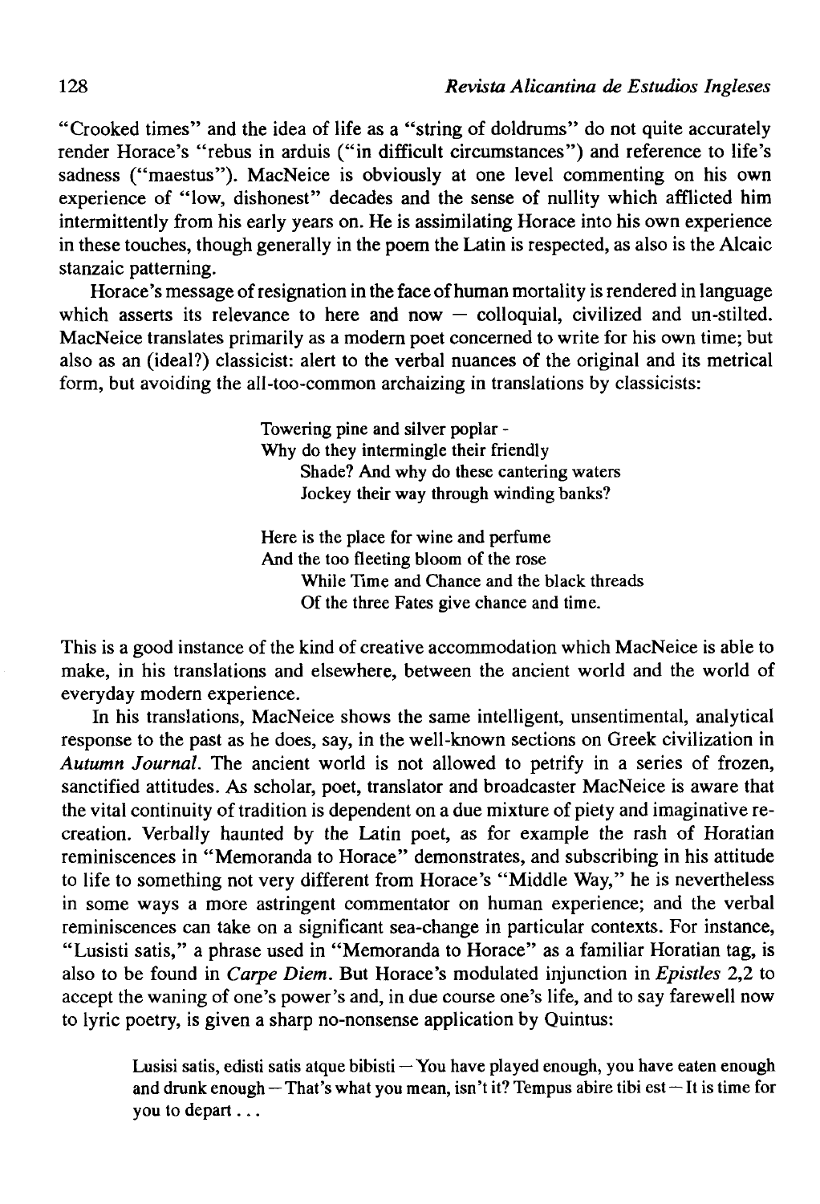"Crooked times" and the idea of life as a "string of doldrums" do not quite accurately render Horace's "rebus in arduis ("in difficult circumstances") and reference to life's sadness ("maestus"). MacNeice is obviously at one level commenting on his own experience of "low, dishonest" decades and the sense of nullity which afflicted him intermittently from his early years on. He is assimilating Horace into his own experience in these touches, though generally in the poem the Latin is respected, as also is the Alcaic stanzaic patterning.

Horace's message of resignation in the face of human mortality is rendered in language which asserts its relevance to here and now — colloquial, civilized and un-stilted. MacNeice translates primarily as a modern poet concerned to write for his own time; but also as an (ideal?) classicist: alert to the verbal nuances of the original and its metrical form, but avoiding the all-too-common archaizing in translations by classicists:

> Towering pine and silver poplar -
> Why do they intermingle their friendly
> Shade? And why do these cantering waters
> Jockey their way through winding banks?
>
> Here is the place for wine and perfume
> And the too fleeting bloom of the rose
> While Time and Chance and the black threads
> Of the three Fates give chance and time.

This is a good instance of the kind of creative accommodation which MacNeice is able to make, in his translations and elsewhere, between the ancient world and the world of everyday modern experience.

In his translations, MacNeice shows the same intelligent, unsentimental, analytical response to the past as he does, say, in the well-known sections on Greek civilization in *Autumn Journal*. The ancient world is not allowed to petrify in a series of frozen, sanctified attitudes. As scholar, poet, translator and broadcaster MacNeice is aware that the vital continuity of tradition is dependent on a due mixture of piety and imaginative re-creation. Verbally haunted by the Latin poet, as for example the rash of Horatian reminiscences in "Memoranda to Horace" demonstrates, and subscribing in his attitude to life to something not very different from Horace's "Middle Way," he is nevertheless in some ways a more astringent commentator on human experience; and the verbal reminiscences can take on a significant sea-change in particular contexts. For instance, "Lusisti satis," a phrase used in "Memoranda to Horace" as a familiar Horatian tag, is also to be found in *Carpe Diem*. But Horace's modulated injunction in *Epistles* 2,2 to accept the waning of one's power's and, in due course one's life, and to say farewell now to lyric poetry, is given a sharp no-nonsense application by Quintus:

> Lusisi satis, edisti satis atque bibisti — You have played enough, you have eaten enough and drunk enough — That's what you mean, isn't it? Tempus abire tibi est — It is time for you to depart . . .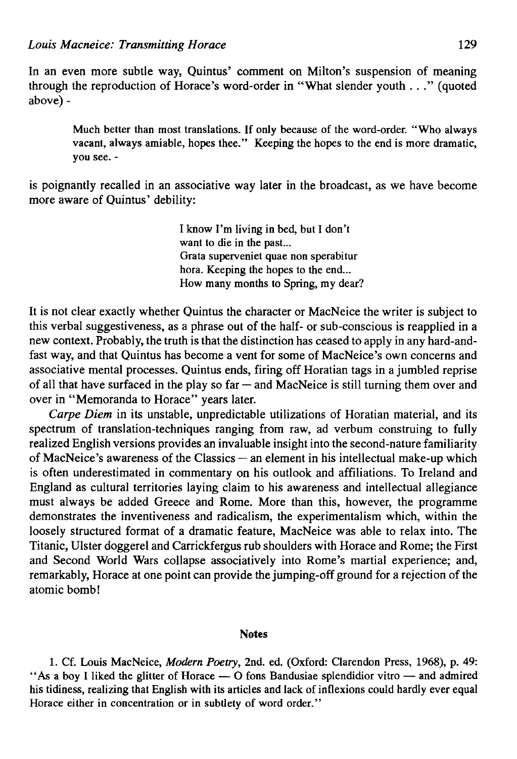In an even more subtle way, Quintus' comment on Milton's suspension of meaning through the reproduction of Horace's word-order in "What slender youth . . ." (quoted above) -

> Much better than most translations. If only because of the word-order. "Who always vacant, always amiable, hopes thee." Keeping the hopes to the end is more dramatic, you see. -

is poignantly recalled in an associative way later in the broadcast, as we have become more aware of Quintus' debility:

> I know I'm living in bed, but I don't
> want to die in the past...
> Grata superveniet quae non sperabitur
> hora. Keeping the hopes to the end...
> How many months to Spring, my dear?

It is not clear exactly whether Quintus the character or MacNeice the writer is subject to this verbal suggestiveness, as a phrase out of the half- or sub-conscious is reapplied in a new context. Probably, the truth is that the distinction has ceased to apply in any hard-and-fast way, and that Quintus has become a vent for some of MacNeice's own concerns and associative mental processes. Quintus ends, firing off Horatian tags in a jumbled reprise of all that have surfaced in the play so far — and MacNeice is still turning them over and over in "Memoranda to Horace" years later.

*Carpe Diem* in its unstable, unpredictable utilizations of Horatian material, and its spectrum of translation-techniques ranging from raw, ad verbum construing to fully realized English versions provides an invaluable insight into the second-nature familiarity of MacNeice's awareness of the Classics — an element in his intellectual make-up which is often underestimated in commentary on his outlook and affiliations. To Ireland and England as cultural territories laying claim to his awareness and intellectual allegiance must always be added Greece and Rome. More than this, however, the programme demonstrates the inventiveness and radicalism, the experimentalism which, within the loosely structured format of a dramatic feature, MacNeice was able to relax into. The Titanic, Ulster doggerel and Carrickfergus rub shoulders with Horace and Rome; the First and Second World Wars collapse associatively into Rome's martial experience; and, remarkably, Horace at one point can provide the jumping-off ground for a rejection of the atomic bomb!

## Notes

1. Cf. Louis MacNeice, *Modern Poetry*, 2nd. ed. (Oxford: Clarendon Press, 1968), p. 49: "As a boy I liked the glitter of Horace — O fons Bandusiae splendidior vitro — and admired his tidiness, realizing that English with its articles and lack of inflexions could hardly ever equal Horace either in concentration or in subtlety of word order."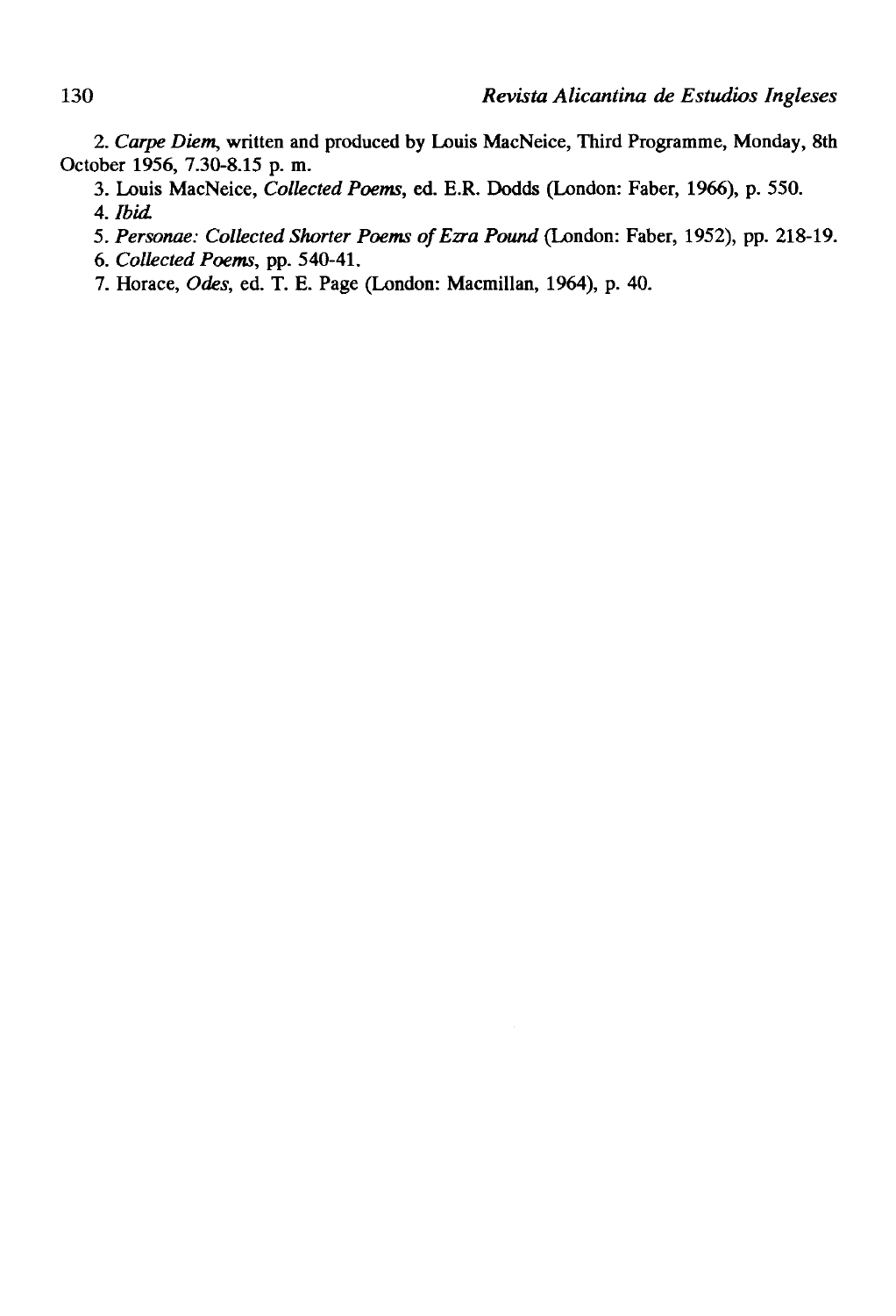2. *Carpe Diem*, written and produced by Louis MacNeice, Third Programme, Monday, 8th October 1956, 7.30-8.15 p. m.

3. Louis MacNeice, *Collected Poems*, ed. E.R. Dodds (London: Faber, 1966), p. 550.

4. *Ibid.*

5. *Personae: Collected Shorter Poems of Ezra Pound* (London: Faber, 1952), pp. 218-19.

6. *Collected Poems*, pp. 540-41.

7. Horace, *Odes*, ed. T. E. Page (London: Macmillan, 1964), p. 40.